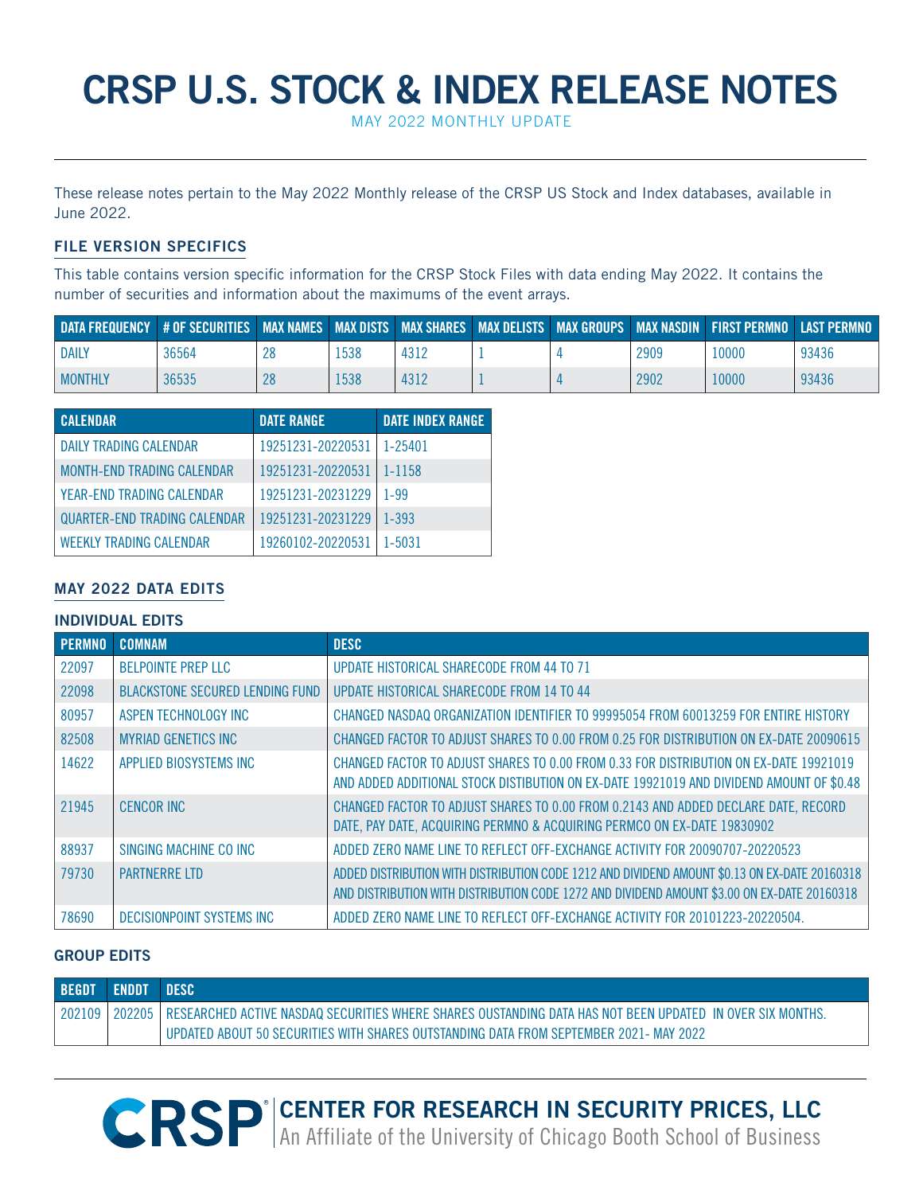# CRSP U.S. STOCK & INDEX RELEASE NOTES

MAY 2022 MONTHLY UPDATE

These release notes pertain to the May 2022 Monthly release of the CRSP US Stock and Index databases, available in June 2022.

## FILE VERSION SPECIFICS

This table contains version specific information for the CRSP Stock Files with data ending May 2022. It contains the number of securities and information about the maximums of the event arrays.

| DATA FREQUENCY | # OF SECURITIES | MAX NAMES | MAX DISTS | MAX SHARES | MAX DELISTS | MAX GROUPS | MAX NASDIN | FIRST PERMNO | LAST PERMNO |
|---|---|---|---|---|---|---|---|---|---|
| DAILY | 36564 | 28 | 1538 | 4312 | 1 | 4 | 2909 | 10000 | 93436 |
| MONTHLY | 36535 | 28 | 1538 | 4312 | 1 | 4 | 2902 | 10000 | 93436 |

| CALENDAR | DATE RANGE | DATE INDEX RANGE |
|---|---|---|
| DAILY TRADING CALENDAR | 19251231-20220531 | 1-25401 |
| MONTH-END TRADING CALENDAR | 19251231-20220531 | 1-1158 |
| YEAR-END TRADING CALENDAR | 19251231-20231229 | 1-99 |
| QUARTER-END TRADING CALENDAR | 19251231-20231229 | 1-393 |
| WEEKLY TRADING CALENDAR | 19260102-20220531 | 1-5031 |

## MAY 2022 DATA EDITS

### INDIVIDUAL EDITS

| PERMNO | COMNAM | DESC |
|---|---|---|
| 22097 | BELPOINTE PREP LLC | UPDATE HISTORICAL SHARECODE FROM 44 TO 71 |
| 22098 | BLACKSTONE SECURED LENDING FUND | UPDATE HISTORICAL SHARECODE FROM 14 TO 44 |
| 80957 | ASPEN TECHNOLOGY INC | CHANGED NASDAQ ORGANIZATION IDENTIFIER TO 99995054 FROM 60013259 FOR ENTIRE HISTORY |
| 82508 | MYRIAD GENETICS INC | CHANGED FACTOR TO ADJUST SHARES TO 0.00 FROM 0.25 FOR DISTRIBUTION ON EX-DATE 20090615 |
| 14622 | APPLIED BIOSYSTEMS INC | CHANGED FACTOR TO ADJUST SHARES TO 0.00 FROM 0.33 FOR DISTRIBUTION ON EX-DATE 19921019 AND ADDED ADDITIONAL STOCK DISTIBUTION ON EX-DATE 19921019 AND DIVIDEND AMOUNT OF $0.48 |
| 21945 | CENCOR INC | CHANGED FACTOR TO ADJUST SHARES TO 0.00 FROM 0.2143 AND ADDED DECLARE DATE, RECORD DATE, PAY DATE, ACQUIRING PERMNO & ACQUIRING PERMCO ON EX-DATE 19830902 |
| 88937 | SINGING MACHINE CO INC | ADDED ZERO NAME LINE TO REFLECT OFF-EXCHANGE ACTIVITY FOR 20090707-20220523 |
| 79730 | PARTNERRE LTD | ADDED DISTRIBUTION WITH DISTRIBUTION CODE 1212 AND DIVIDEND AMOUNT $0.13 ON EX-DATE 20160318 AND DISTRIBUTION WITH DISTRIBUTION CODE 1272 AND DIVIDEND AMOUNT $3.00 ON EX-DATE 20160318 |
| 78690 | DECISIONPOINT SYSTEMS INC | ADDED ZERO NAME LINE TO REFLECT OFF-EXCHANGE ACTIVITY FOR 20101223-20220504. |

### GROUP EDITS

| BEGDT | ENDDT | DESC |
|---|---|---|
| 202109 | 202205 | RESEARCHED ACTIVE NASDAQ SECURITIES WHERE SHARES OUSTANDING DATA HAS NOT BEEN UPDATED IN OVER SIX MONTHS. UPDATED ABOUT 50 SECURITIES WITH SHARES OUTSTANDING DATA FROM SEPTEMBER 2021- MAY 2022 |

CRSP® CENTER FOR RESEARCH IN SECURITY PRICES, LLC
An Affiliate of the University of Chicago Booth School of Business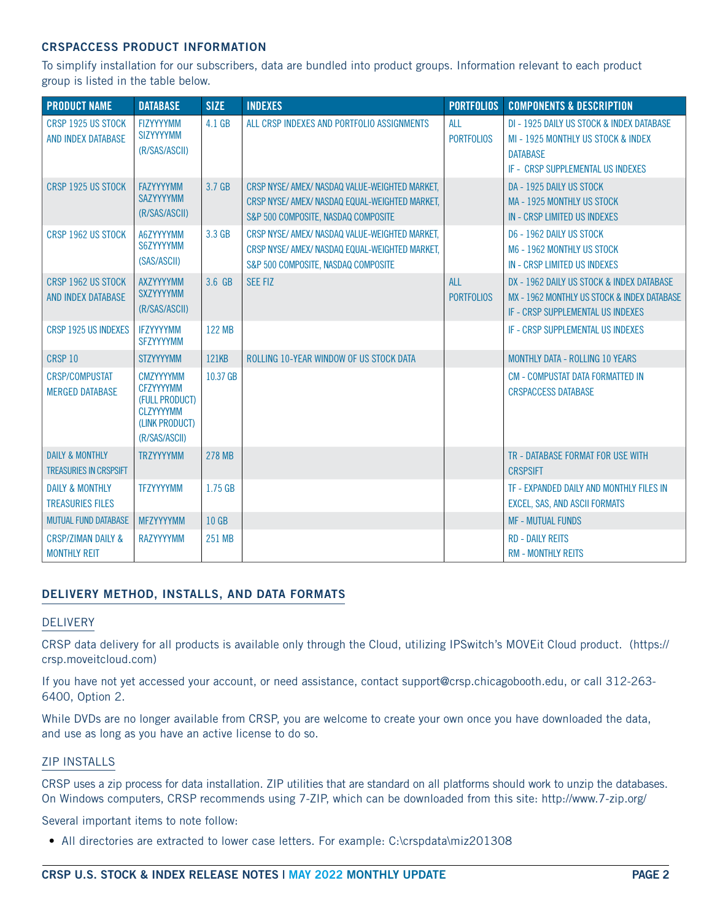## CRSPACCESS PRODUCT INFORMATION

To simplify installation for our subscribers, data are bundled into product groups. Information relevant to each product group is listed in the table below.

| PRODUCT NAME | DATABASE | SIZE | INDEXES | PORTFOLIOS | COMPONENTS & DESCRIPTION |
|---|---|---|---|---|---|
| CRSP 1925 US STOCK AND INDEX DATABASE | FIZYYYYMM<br>SIZYYYYMM<br>(R/SAS/ASCII) | 4.1 GB | ALL CRSP INDEXES AND PORTFOLIO ASSIGNMENTS | ALL PORTFOLIOS | DI - 1925 DAILY US STOCK & INDEX DATABASE<br>MI - 1925 MONTHLY US STOCK & INDEX DATABASE<br>IF - CRSP SUPPLEMENTAL US INDEXES |
| CRSP 1925 US STOCK | FAZYYYYMM<br>SAZYYYYMM<br>(R/SAS/ASCII) | 3.7 GB | CRSP NYSE/ AMEX/ NASDAQ VALUE-WEIGHTED MARKET, CRSP NYSE/ AMEX/ NASDAQ EQUAL-WEIGHTED MARKET, S&P 500 COMPOSITE, NASDAQ COMPOSITE | | DA - 1925 DAILY US STOCK<br>MA - 1925 MONTHLY US STOCK<br>IN - CRSP LIMITED US INDEXES |
| CRSP 1962 US STOCK | A6ZYYYYMM<br>S6ZYYYYMM<br>(SAS/ASCII) | 3.3 GB | CRSP NYSE/ AMEX/ NASDAQ VALUE-WEIGHTED MARKET, CRSP NYSE/ AMEX/ NASDAQ EQUAL-WEIGHTED MARKET, S&P 500 COMPOSITE, NASDAQ COMPOSITE | | D6 - 1962 DAILY US STOCK<br>M6 - 1962 MONTHLY US STOCK<br>IN - CRSP LIMITED US INDEXES |
| CRSP 1962 US STOCK AND INDEX DATABASE | AXZYYYYMM<br>SXZYYYYMM<br>(R/SAS/ASCII) | 3.6 GB | SEE FIZ | ALL PORTFOLIOS | DX - 1962 DAILY US STOCK & INDEX DATABASE<br>MX - 1962 MONTHLY US STOCK & INDEX DATABASE<br>IF - CRSP SUPPLEMENTAL US INDEXES |
| CRSP 1925 US INDEXES | IFZYYYYMM<br>SFZYYYYMM | 122 MB | | | IF - CRSP SUPPLEMENTAL US INDEXES |
| CRSP 10 | STZYYYYMM | 121KB | ROLLING 10-YEAR WINDOW OF US STOCK DATA | | MONTHLY DATA - ROLLING 10 YEARS |
| CRSP/COMPUSTAT MERGED DATABASE | CMZYYYYMM<br>CFZYYYYMM<br>(FULL PRODUCT)<br>CLZYYYYMM<br>(LINK PRODUCT)<br>(R/SAS/ASCII) | 10.37 GB | | | CM - COMPUSTAT DATA FORMATTED IN CRSPACCESS DATABASE |
| DAILY & MONTHLY TREASURIES IN CRSPSIFT | TRZYYYYMM | 278 MB | | | TR - DATABASE FORMAT FOR USE WITH CRSPSIFT |
| DAILY & MONTHLY TREASURIES FILES | TFZYYYYMM | 1.75 GB | | | TF - EXPANDED DAILY AND MONTHLY FILES IN EXCEL, SAS, AND ASCII FORMATS |
| MUTUAL FUND DATABASE | MFZYYYYMM | 10 GB | | | MF - MUTUAL FUNDS |
| CRSP/ZIMAN DAILY & MONTHLY REIT | RAZYYYYMM | 251 MB | | | RD - DAILY REITS<br>RM - MONTHLY REITS |

## DELIVERY METHOD, INSTALLS, AND DATA FORMATS

### DELIVERY

CRSP data delivery for all products is available only through the Cloud, utilizing IPSwitch's MOVEit Cloud product. (https://crsp.moveitcloud.com)

If you have not yet accessed your account, or need assistance, contact support@crsp.chicagobooth.edu, or call 312-263-6400, Option 2.

While DVDs are no longer available from CRSP, you are welcome to create your own once you have downloaded the data, and use as long as you have an active license to do so.

### ZIP INSTALLS

CRSP uses a zip process for data installation. ZIP utilities that are standard on all platforms should work to unzip the databases. On Windows computers, CRSP recommends using 7-ZIP, which can be downloaded from this site: http://www.7-zip.org/

Several important items to note follow:

- All directories are extracted to lower case letters. For example: C:\crspdata\miz201308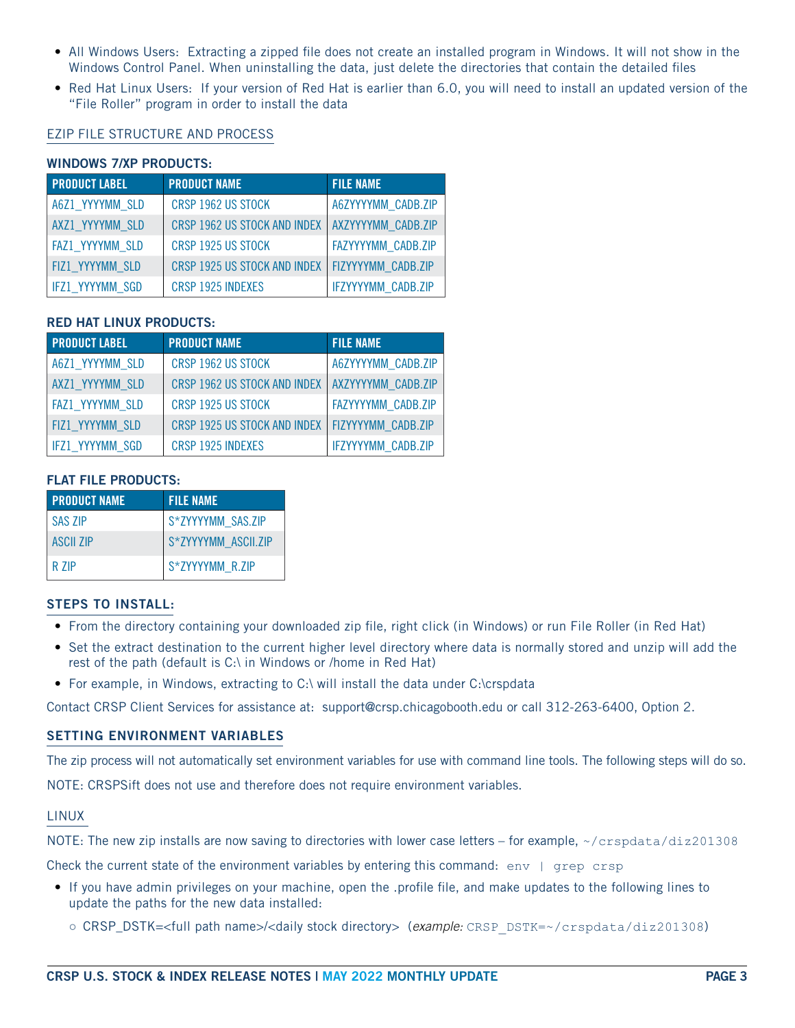- All Windows Users: Extracting a zipped file does not create an installed program in Windows. It will not show in the Windows Control Panel. When uninstalling the data, just delete the directories that contain the detailed files
- Red Hat Linux Users: If your version of Red Hat is earlier than 6.0, you will need to install an updated version of the "File Roller" program in order to install the data

## EZIP FILE STRUCTURE AND PROCESS

### WINDOWS 7/XP PRODUCTS:

| PRODUCT LABEL | PRODUCT NAME | FILE NAME |
|---|---|---|
| A6Z1_YYYYMM_SLD | CRSP 1962 US STOCK | A6ZYYYYMM_CADB.ZIP |
| AXZ1_YYYYMM_SLD | CRSP 1962 US STOCK AND INDEX | AXZYYYYMM_CADB.ZIP |
| FAZ1_YYYYMM_SLD | CRSP 1925 US STOCK | FAZYYYYMM_CADB.ZIP |
| FIZ1_YYYYMM_SLD | CRSP 1925 US STOCK AND INDEX | FIZYYYYMM_CADB.ZIP |
| IFZ1_YYYYMM_SGD | CRSP 1925 INDEXES | IFZYYYYMM_CADB.ZIP |

### RED HAT LINUX PRODUCTS:

| PRODUCT LABEL | PRODUCT NAME | FILE NAME |
|---|---|---|
| A6Z1_YYYYMM_SLD | CRSP 1962 US STOCK | A6ZYYYYMM_CADB.ZIP |
| AXZ1_YYYYMM_SLD | CRSP 1962 US STOCK AND INDEX | AXZYYYYMM_CADB.ZIP |
| FAZ1_YYYYMM_SLD | CRSP 1925 US STOCK | FAZYYYYMM_CADB.ZIP |
| FIZ1_YYYYMM_SLD | CRSP 1925 US STOCK AND INDEX | FIZYYYYMM_CADB.ZIP |
| IFZ1_YYYYMM_SGD | CRSP 1925 INDEXES | IFZYYYYMM_CADB.ZIP |

### FLAT FILE PRODUCTS:

| PRODUCT NAME | FILE NAME |
|---|---|
| SAS ZIP | S*ZYYYYMM_SAS.ZIP |
| ASCII ZIP | S*ZYYYYMM_ASCII.ZIP |
| R ZIP | S*ZYYYYMM_R.ZIP |

### STEPS TO INSTALL:

- From the directory containing your downloaded zip file, right click (in Windows) or run File Roller (in Red Hat)
- Set the extract destination to the current higher level directory where data is normally stored and unzip will add the rest of the path (default is C:\ in Windows or /home in Red Hat)
- For example, in Windows, extracting to C:\ will install the data under C:\crspdata

Contact CRSP Client Services for assistance at: support@crsp.chicagobooth.edu or call 312-263-6400, Option 2.

## SETTING ENVIRONMENT VARIABLES

The zip process will not automatically set environment variables for use with command line tools. The following steps will do so.

NOTE: CRSPSift does not use and therefore does not require environment variables.

### LINUX

NOTE: The new zip installs are now saving to directories with lower case letters – for example, `~/crspdata/diz201308`

Check the current state of the environment variables by entering this command: `env | grep crsp`

- If you have admin privileges on your machine, open the .profile file, and make updates to the following lines to update the paths for the new data installed:
  - CRSP_DSTK=<full path name>/<daily stock directory> (*example:* `CRSP_DSTK=~/crspdata/diz201308`)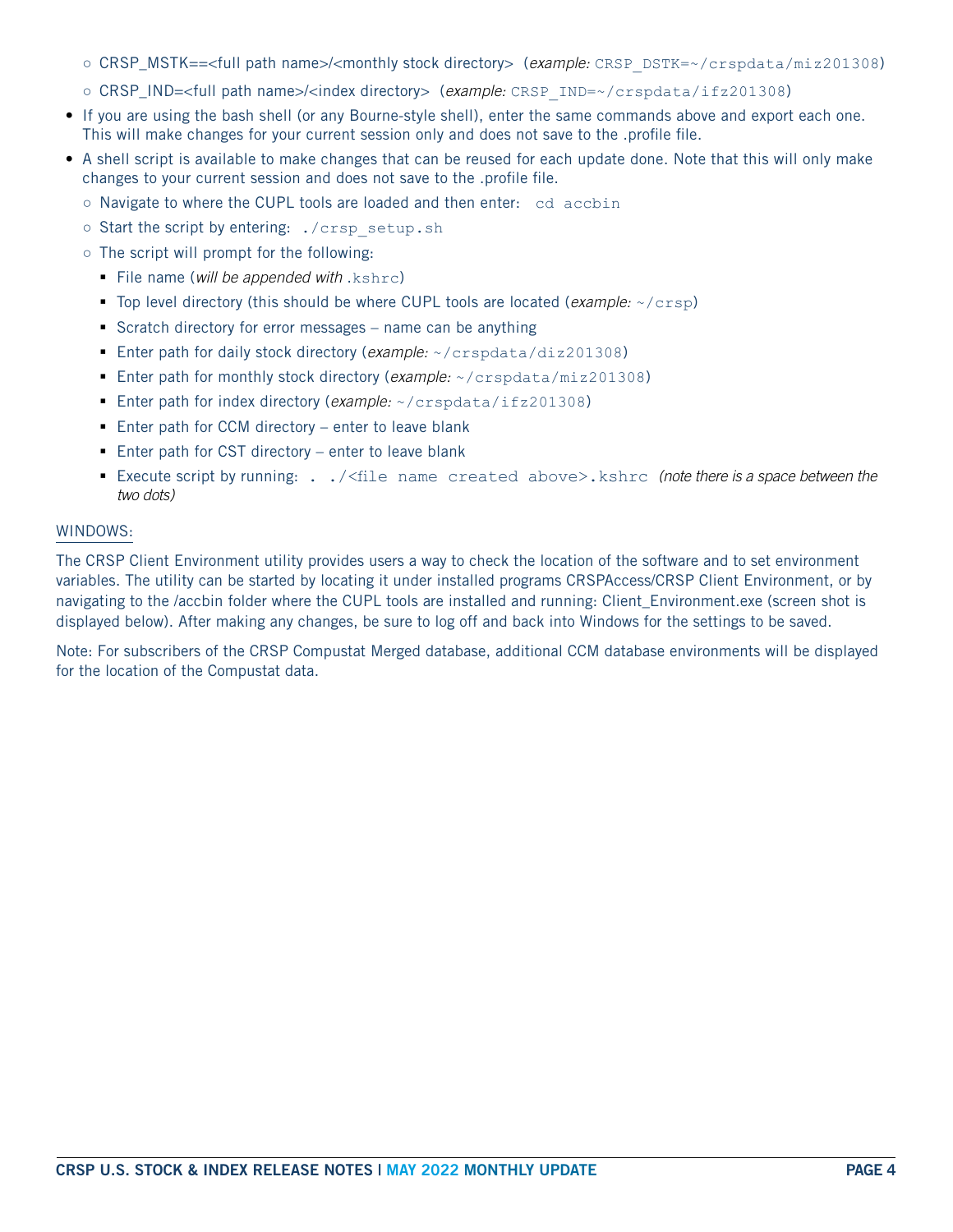- CRSP_MSTK==<full path name>/<monthly stock directory>  (*example:* `CRSP_DSTK=~/crspdata/miz201308`)
- CRSP_IND=<full path name>/<index directory>  (*example:* `CRSP_IND=~/crspdata/ifz201308`)

- If you are using the bash shell (or any Bourne-style shell), enter the same commands above and export each one. This will make changes for your current session only and does not save to the .profile file.
- A shell script is available to make changes that can be reused for each update done. Note that this will only make changes to your current session and does not save to the .profile file.
  - Navigate to where the CUPL tools are loaded and then enter: `cd accbin`
  - Start the script by entering: `./crsp_setup.sh`
  - The script will prompt for the following:
    - File name (*will be appended with* `.kshrc`)
    - Top level directory (this should be where CUPL tools are located (*example:* `~/crsp`)
    - Scratch directory for error messages – name can be anything
    - Enter path for daily stock directory (*example:* `~/crspdata/diz201308`)
    - Enter path for monthly stock directory (*example:* `~/crspdata/miz201308`)
    - Enter path for index directory (*example:* `~/crspdata/ifz201308`)
    - Enter path for CCM directory – enter to leave blank
    - Enter path for CST directory – enter to leave blank
    - Execute script by running: `. ./<file name created above>.kshrc` *(note there is a space between the two dots)*

## WINDOWS:

The CRSP Client Environment utility provides users a way to check the location of the software and to set environment variables. The utility can be started by locating it under installed programs CRSPAccess/CRSP Client Environment, or by navigating to the /accbin folder where the CUPL tools are installed and running: Client_Environment.exe (screen shot is displayed below). After making any changes, be sure to log off and back into Windows for the settings to be saved.

Note: For subscribers of the CRSP Compustat Merged database, additional CCM database environments will be displayed for the location of the Compustat data.